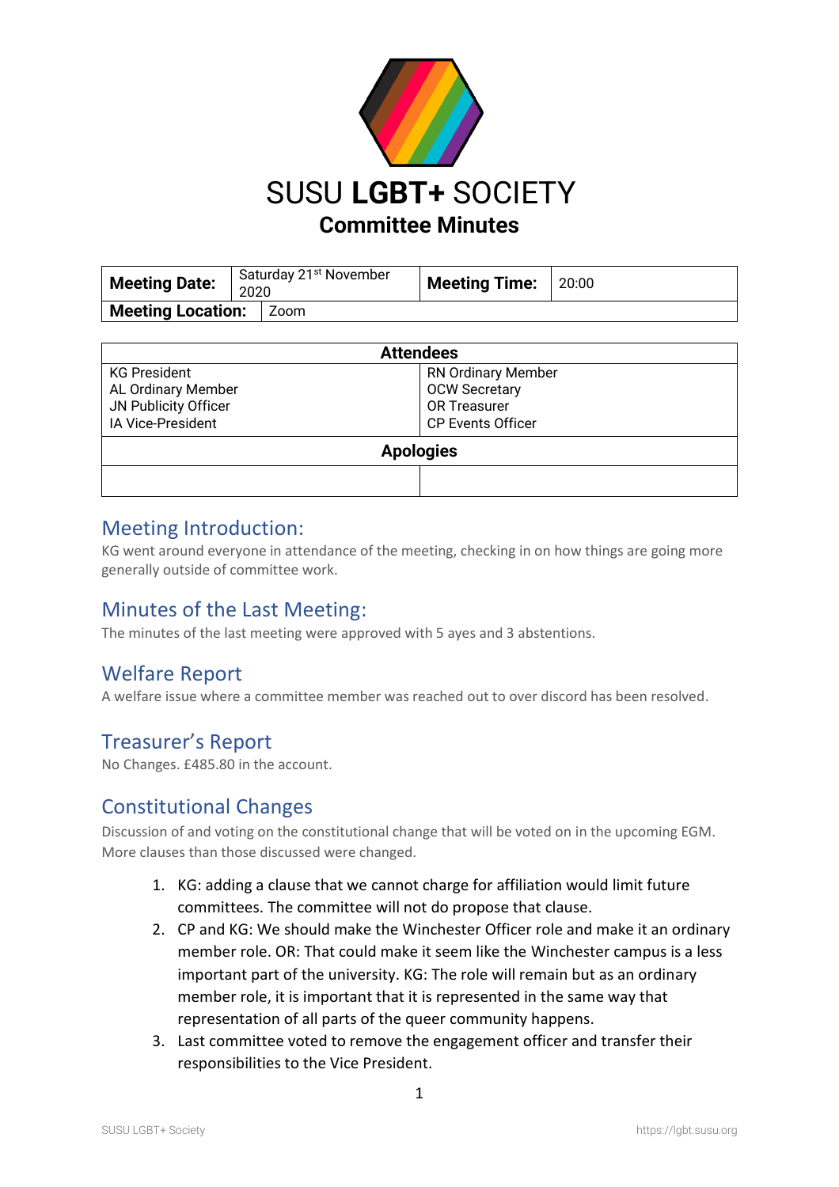# SUSU **LGBT+** SOCIETY

## Committee Minutes

| | | | |
|---|---|---|---|
| **Meeting Date:** | Saturday 21st November 2020 | **Meeting Time:** | 20:00 |
| **Meeting Location:** | Zoom | | |

| **Attendees** | |
|---|---|
| KG President<br>AL Ordinary Member<br>JN Publicity Officer<br>IA Vice-President | RN Ordinary Member<br>OCW Secretary<br>OR Treasurer<br>CP Events Officer |
| **Apologies** | |
| | |

## Meeting Introduction:

KG went around everyone in attendance of the meeting, checking in on how things are going more generally outside of committee work.

## Minutes of the Last Meeting:

The minutes of the last meeting were approved with 5 ayes and 3 abstentions.

## Welfare Report

A welfare issue where a committee member was reached out to over discord has been resolved.

## Treasurer's Report

No Changes. £485.80 in the account.

## Constitutional Changes

Discussion of and voting on the constitutional change that will be voted on in the upcoming EGM. More clauses than those discussed were changed.

1. KG: adding a clause that we cannot charge for affiliation would limit future committees. The committee will not do propose that clause.
2. CP and KG: We should make the Winchester Officer role and make it an ordinary member role. OR: That could make it seem like the Winchester campus is a less important part of the university. KG: The role will remain but as an ordinary member role, it is important that it is represented in the same way that representation of all parts of the queer community happens.
3. Last committee voted to remove the engagement officer and transfer their responsibilities to the Vice President.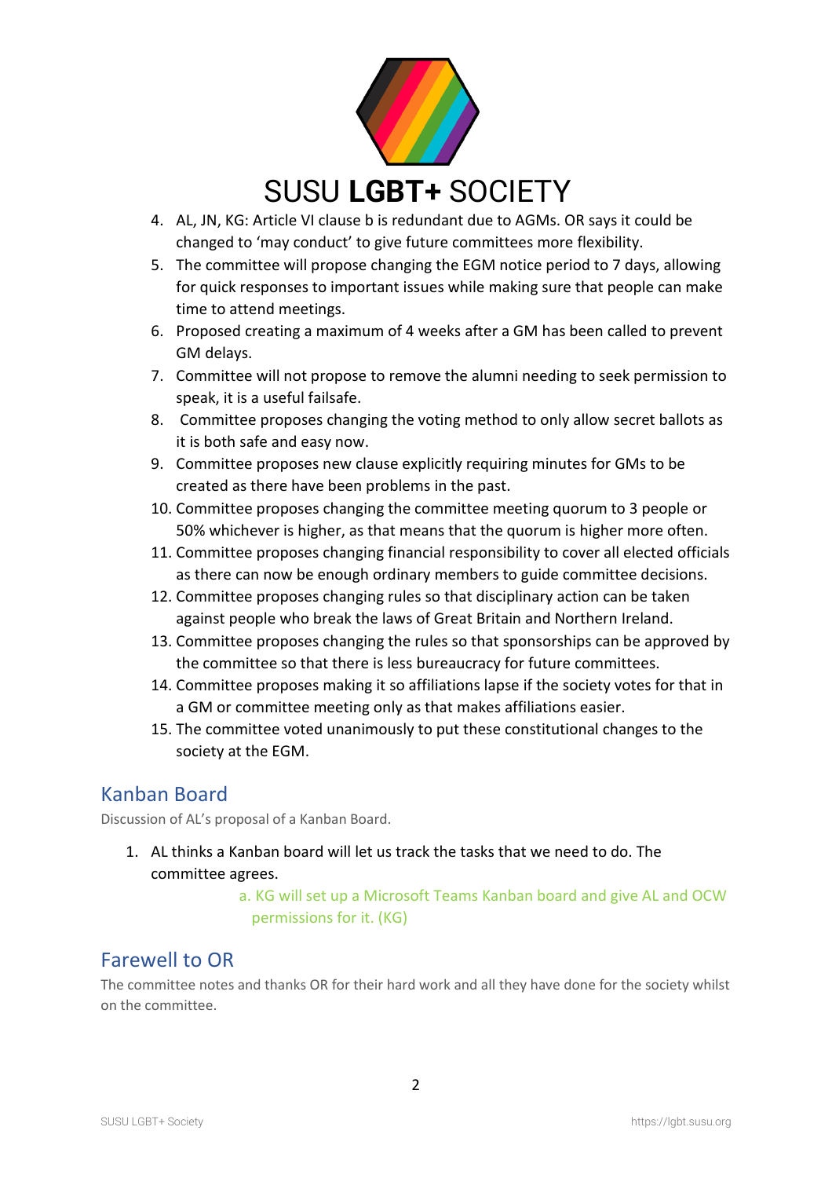4. AL, JN, KG: Article VI clause b is redundant due to AGMs. OR says it could be changed to 'may conduct' to give future committees more flexibility.
5. The committee will propose changing the EGM notice period to 7 days, allowing for quick responses to important issues while making sure that people can make time to attend meetings.
6. Proposed creating a maximum of 4 weeks after a GM has been called to prevent GM delays.
7. Committee will not propose to remove the alumni needing to seek permission to speak, it is a useful failsafe.
8. Committee proposes changing the voting method to only allow secret ballots as it is both safe and easy now.
9. Committee proposes new clause explicitly requiring minutes for GMs to be created as there have been problems in the past.
10. Committee proposes changing the committee meeting quorum to 3 people or 50% whichever is higher, as that means that the quorum is higher more often.
11. Committee proposes changing financial responsibility to cover all elected officials as there can now be enough ordinary members to guide committee decisions.
12. Committee proposes changing rules so that disciplinary action can be taken against people who break the laws of Great Britain and Northern Ireland.
13. Committee proposes changing the rules so that sponsorships can be approved by the committee so that there is less bureaucracy for future committees.
14. Committee proposes making it so affiliations lapse if the society votes for that in a GM or committee meeting only as that makes affiliations easier.
15. The committee voted unanimously to put these constitutional changes to the society at the EGM.

## Kanban Board

Discussion of AL's proposal of a Kanban Board.

1. AL thinks a Kanban board will let us track the tasks that we need to do. The committee agrees.
   a. KG will set up a Microsoft Teams Kanban board and give AL and OCW permissions for it. (KG)

## Farewell to OR

The committee notes and thanks OR for their hard work and all they have done for the society whilst on the committee.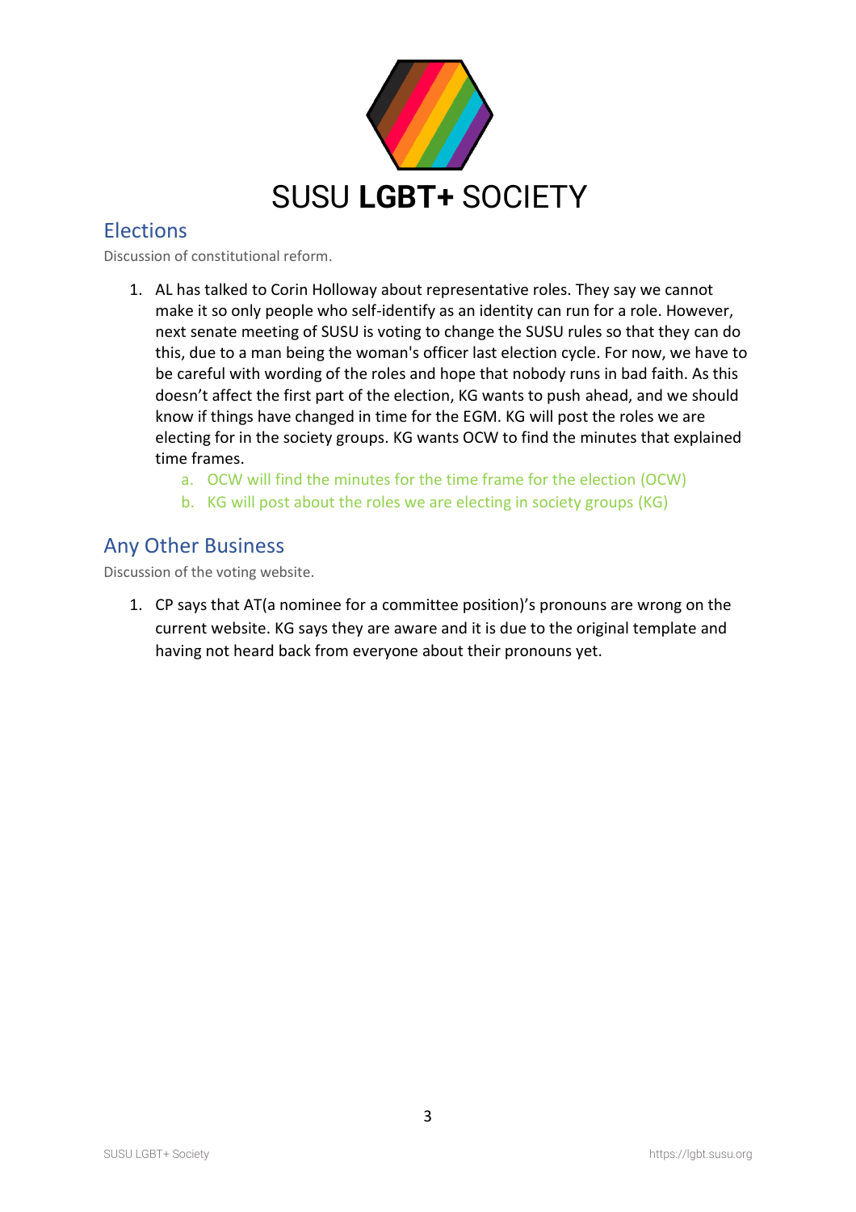# SUSU **LGBT+** SOCIETY

## Elections

Discussion of constitutional reform.

1. AL has talked to Corin Holloway about representative roles. They say we cannot make it so only people who self-identify as an identity can run for a role. However, next senate meeting of SUSU is voting to change the SUSU rules so that they can do this, due to a man being the woman's officer last election cycle. For now, we have to be careful with wording of the roles and hope that nobody runs in bad faith. As this doesn't affect the first part of the election, KG wants to push ahead, and we should know if things have changed in time for the EGM. KG will post the roles we are electing for in the society groups. KG wants OCW to find the minutes that explained time frames.
    a. OCW will find the minutes for the time frame for the election (OCW)
    b. KG will post about the roles we are electing in society groups (KG)

## Any Other Business

Discussion of the voting website.

1. CP says that AT(a nominee for a committee position)'s pronouns are wrong on the current website. KG says they are aware and it is due to the original template and having not heard back from everyone about their pronouns yet.